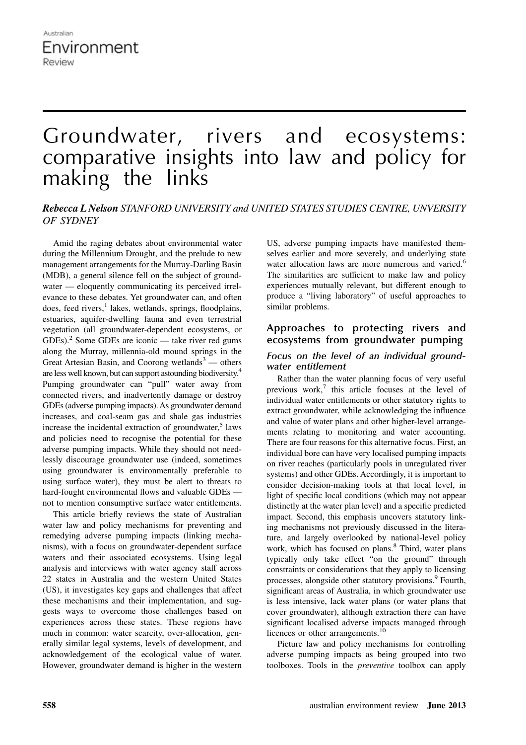# Groundwater, rivers and ecosystems: comparative insights into law and policy for making the links

***Rebecca L Nelson** STANFORD UNIVERSITY and UNITED STATES STUDIES CENTRE, UNVERSITY OF SYDNEY*

Amid the raging debates about environmental water during the Millennium Drought, and the prelude to new management arrangements for the Murray-Darling Basin (MDB), a general silence fell on the subject of groundwater — eloquently communicating its perceived irrelevance to these debates. Yet groundwater can, and often does, feed rivers,[1] lakes, wetlands, springs, floodplains, estuaries, aquifer-dwelling fauna and even terrestrial vegetation (all groundwater-dependent ecosystems, or GDEs).[2] Some GDEs are iconic — take river red gums along the Murray, millennia-old mound springs in the Great Artesian Basin, and Coorong wetlands[3] — others are less well known, but can support astounding biodiversity.[4] Pumping groundwater can "pull" water away from connected rivers, and inadvertently damage or destroy GDEs (adverse pumping impacts). As groundwater demand increases, and coal-seam gas and shale gas industries increase the incidental extraction of groundwater,[5] laws and policies need to recognise the potential for these adverse pumping impacts. While they should not needlessly discourage groundwater use (indeed, sometimes using groundwater is environmentally preferable to using surface water), they must be alert to threats to hard-fought environmental flows and valuable GDEs — not to mention consumptive surface water entitlements.

This article briefly reviews the state of Australian water law and policy mechanisms for preventing and remedying adverse pumping impacts (linking mechanisms), with a focus on groundwater-dependent surface waters and their associated ecosystems. Using legal analysis and interviews with water agency staff across 22 states in Australia and the western United States (US), it investigates key gaps and challenges that affect these mechanisms and their implementation, and suggests ways to overcome those challenges based on experiences across these states. These regions have much in common: water scarcity, over-allocation, generally similar legal systems, levels of development, and acknowledgement of the ecological value of water. However, groundwater demand is higher in the western US, adverse pumping impacts have manifested themselves earlier and more severely, and underlying state water allocation laws are more numerous and varied.[6] The similarities are sufficient to make law and policy experiences mutually relevant, but different enough to produce a "living laboratory" of useful approaches to similar problems.

## Approaches to protecting rivers and ecosystems from groundwater pumping

### *Focus on the level of an individual groundwater entitlement*

Rather than the water planning focus of very useful previous work,[7] this article focuses at the level of individual water entitlements or other statutory rights to extract groundwater, while acknowledging the influence and value of water plans and other higher-level arrangements relating to monitoring and water accounting. There are four reasons for this alternative focus. First, an individual bore can have very localised pumping impacts on river reaches (particularly pools in unregulated river systems) and other GDEs. Accordingly, it is important to consider decision-making tools at that local level, in light of specific local conditions (which may not appear distinctly at the water plan level) and a specific predicted impact. Second, this emphasis uncovers statutory linking mechanisms not previously discussed in the literature, and largely overlooked by national-level policy work, which has focused on plans.[8] Third, water plans typically only take effect "on the ground" through constraints or considerations that they apply to licensing processes, alongside other statutory provisions.[9] Fourth, significant areas of Australia, in which groundwater use is less intensive, lack water plans (or water plans that cover groundwater), although extraction there can have significant localised adverse impacts managed through licences or other arrangements.[10]

Picture law and policy mechanisms for controlling adverse pumping impacts as being grouped into two toolboxes. Tools in the *preventive* toolbox can apply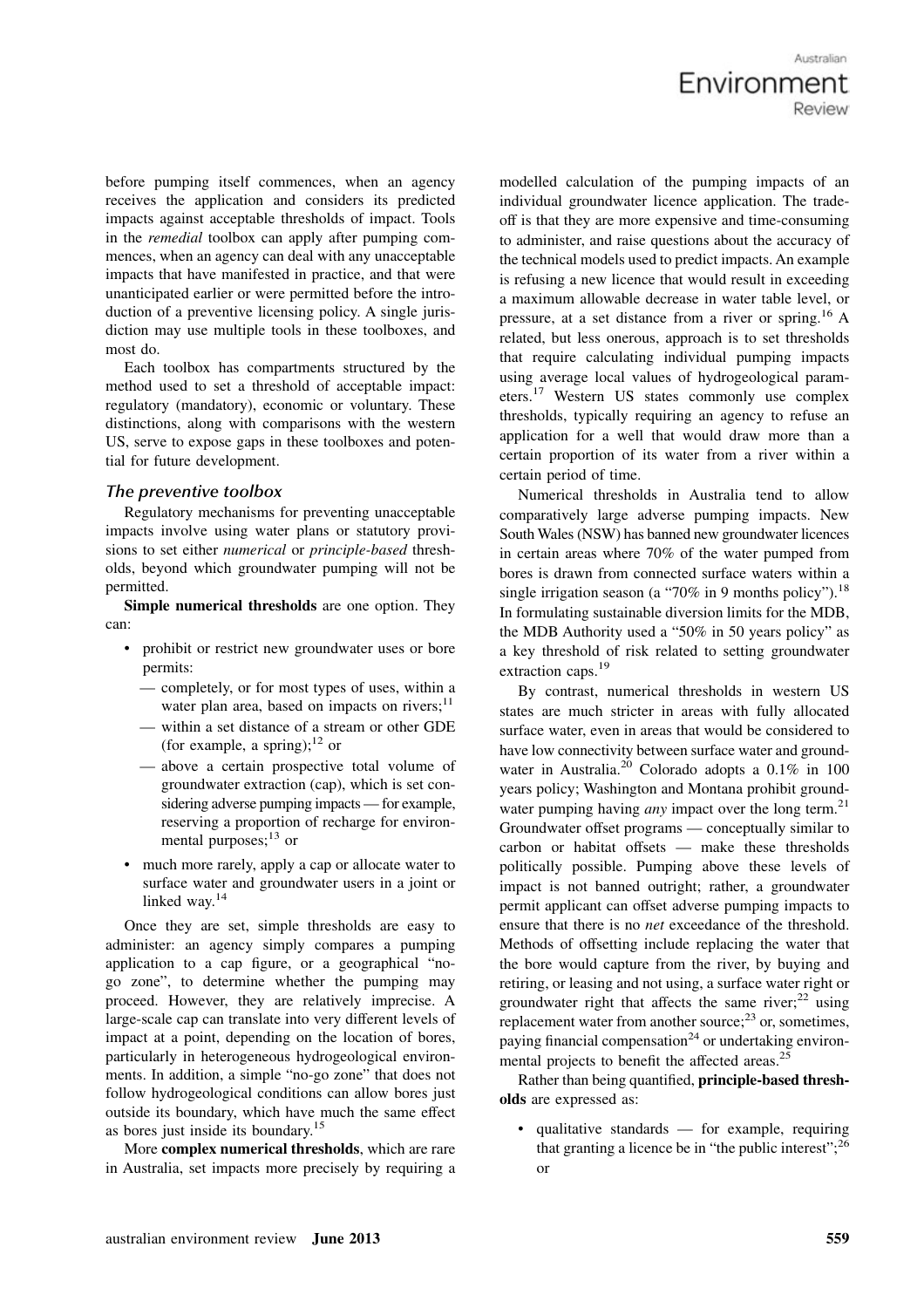before pumping itself commences, when an agency receives the application and considers its predicted impacts against acceptable thresholds of impact. Tools in the *remedial* toolbox can apply after pumping commences, when an agency can deal with any unacceptable impacts that have manifested in practice, and that were unanticipated earlier or were permitted before the introduction of a preventive licensing policy. A single jurisdiction may use multiple tools in these toolboxes, and most do.

Each toolbox has compartments structured by the method used to set a threshold of acceptable impact: regulatory (mandatory), economic or voluntary. These distinctions, along with comparisons with the western US, serve to expose gaps in these toolboxes and potential for future development.

### The preventive toolbox

Regulatory mechanisms for preventing unacceptable impacts involve using water plans or statutory provisions to set either *numerical* or *principle-based* thresholds, beyond which groundwater pumping will not be permitted.

**Simple numerical thresholds** are one option. They can:

- prohibit or restrict new groundwater uses or bore permits:
  - — completely, or for most types of uses, within a water plan area, based on impacts on rivers;[11]
  - — within a set distance of a stream or other GDE (for example, a spring);[12] or
  - — above a certain prospective total volume of groundwater extraction (cap), which is set considering adverse pumping impacts — for example, reserving a proportion of recharge for environmental purposes;[13] or
- much more rarely, apply a cap or allocate water to surface water and groundwater users in a joint or linked way.[14]

Once they are set, simple thresholds are easy to administer: an agency simply compares a pumping application to a cap figure, or a geographical "no-go zone", to determine whether the pumping may proceed. However, they are relatively imprecise. A large-scale cap can translate into very different levels of impact at a point, depending on the location of bores, particularly in heterogeneous hydrogeological environments. In addition, a simple "no-go zone" that does not follow hydrogeological conditions can allow bores just outside its boundary, which have much the same effect as bores just inside its boundary.[15]

More **complex numerical thresholds**, which are rare in Australia, set impacts more precisely by requiring a modelled calculation of the pumping impacts of an individual groundwater licence application. The trade-off is that they are more expensive and time-consuming to administer, and raise questions about the accuracy of the technical models used to predict impacts. An example is refusing a new licence that would result in exceeding a maximum allowable decrease in water table level, or pressure, at a set distance from a river or spring.[16] A related, but less onerous, approach is to set thresholds that require calculating individual pumping impacts using average local values of hydrogeological parameters.[17] Western US states commonly use complex thresholds, typically requiring an agency to refuse an application for a well that would draw more than a certain proportion of its water from a river within a certain period of time.

Numerical thresholds in Australia tend to allow comparatively large adverse pumping impacts. New South Wales (NSW) has banned new groundwater licences in certain areas where 70% of the water pumped from bores is drawn from connected surface waters within a single irrigation season (a "70% in 9 months policy").[18] In formulating sustainable diversion limits for the MDB, the MDB Authority used a "50% in 50 years policy" as a key threshold of risk related to setting groundwater extraction caps.[19]

By contrast, numerical thresholds in western US states are much stricter in areas with fully allocated surface water, even in areas that would be considered to have low connectivity between surface water and groundwater in Australia.[20] Colorado adopts a 0.1% in 100 years policy; Washington and Montana prohibit groundwater pumping having *any* impact over the long term.[21] Groundwater offset programs — conceptually similar to carbon or habitat offsets — make these thresholds politically possible. Pumping above these levels of impact is not banned outright; rather, a groundwater permit applicant can offset adverse pumping impacts to ensure that there is no *net* exceedance of the threshold. Methods of offsetting include replacing the water that the bore would capture from the river, by buying and retiring, or leasing and not using, a surface water right or groundwater right that affects the same river;[22] using replacement water from another source;[23] or, sometimes, paying financial compensation[24] or undertaking environmental projects to benefit the affected areas.[25]

Rather than being quantified, **principle-based thresholds** are expressed as:

- qualitative standards — for example, requiring that granting a licence be in "the public interest";[26] or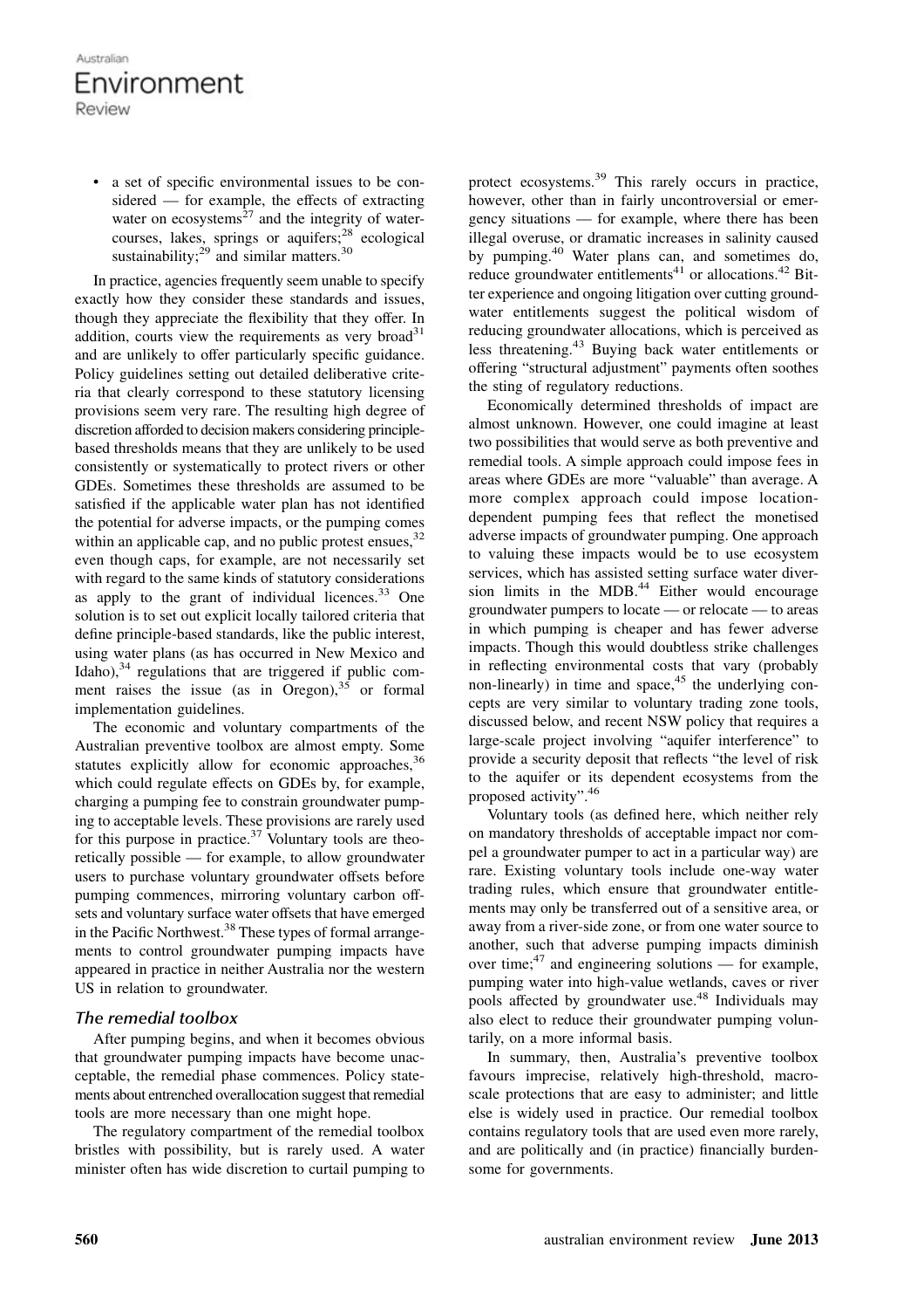- a set of specific environmental issues to be considered — for example, the effects of extracting water on ecosystems[27] and the integrity of watercourses, lakes, springs or aquifers;[28] ecological sustainability;[29] and similar matters.[30]

In practice, agencies frequently seem unable to specify exactly how they consider these standards and issues, though they appreciate the flexibility that they offer. In addition, courts view the requirements as very broad[31] and are unlikely to offer particularly specific guidance. Policy guidelines setting out detailed deliberative criteria that clearly correspond to these statutory licensing provisions seem very rare. The resulting high degree of discretion afforded to decision makers considering principle-based thresholds means that they are unlikely to be used consistently or systematically to protect rivers or other GDEs. Sometimes these thresholds are assumed to be satisfied if the applicable water plan has not identified the potential for adverse impacts, or the pumping comes within an applicable cap, and no public protest ensues,[32] even though caps, for example, are not necessarily set with regard to the same kinds of statutory considerations as apply to the grant of individual licences.[33] One solution is to set out explicit locally tailored criteria that define principle-based standards, like the public interest, using water plans (as has occurred in New Mexico and Idaho),[34] regulations that are triggered if public comment raises the issue (as in Oregon),[35] or formal implementation guidelines.

The economic and voluntary compartments of the Australian preventive toolbox are almost empty. Some statutes explicitly allow for economic approaches,[36] which could regulate effects on GDEs by, for example, charging a pumping fee to constrain groundwater pumping to acceptable levels. These provisions are rarely used for this purpose in practice.[37] Voluntary tools are theoretically possible — for example, to allow groundwater users to purchase voluntary groundwater offsets before pumping commences, mirroring voluntary carbon offsets and voluntary surface water offsets that have emerged in the Pacific Northwest.[38] These types of formal arrangements to control groundwater pumping impacts have appeared in practice in neither Australia nor the western US in relation to groundwater.

### *The remedial toolbox*

After pumping begins, and when it becomes obvious that groundwater pumping impacts have become unacceptable, the remedial phase commences. Policy statements about entrenched overallocation suggest that remedial tools are more necessary than one might hope.

The regulatory compartment of the remedial toolbox bristles with possibility, but is rarely used. A water minister often has wide discretion to curtail pumping to protect ecosystems.[39] This rarely occurs in practice, however, other than in fairly uncontroversial or emergency situations — for example, where there has been illegal overuse, or dramatic increases in salinity caused by pumping.[40] Water plans can, and sometimes do, reduce groundwater entitlements[41] or allocations.[42] Bitter experience and ongoing litigation over cutting groundwater entitlements suggest the political wisdom of reducing groundwater allocations, which is perceived as less threatening.[43] Buying back water entitlements or offering "structural adjustment" payments often soothes the sting of regulatory reductions.

Economically determined thresholds of impact are almost unknown. However, one could imagine at least two possibilities that would serve as both preventive and remedial tools. A simple approach could impose fees in areas where GDEs are more "valuable" than average. A more complex approach could impose location-dependent pumping fees that reflect the monetised adverse impacts of groundwater pumping. One approach to valuing these impacts would be to use ecosystem services, which has assisted setting surface water diversion limits in the MDB.[44] Either would encourage groundwater pumpers to locate — or relocate — to areas in which pumping is cheaper and has fewer adverse impacts. Though this would doubtless strike challenges in reflecting environmental costs that vary (probably non-linearly) in time and space,[45] the underlying concepts are very similar to voluntary trading zone tools, discussed below, and recent NSW policy that requires a large-scale project involving "aquifer interference" to provide a security deposit that reflects "the level of risk to the aquifer or its dependent ecosystems from the proposed activity".[46]

Voluntary tools (as defined here, which neither rely on mandatory thresholds of acceptable impact nor compel a groundwater pumper to act in a particular way) are rare. Existing voluntary tools include one-way water trading rules, which ensure that groundwater entitlements may only be transferred out of a sensitive area, or away from a river-side zone, or from one water source to another, such that adverse pumping impacts diminish over time;[47] and engineering solutions — for example, pumping water into high-value wetlands, caves or river pools affected by groundwater use.[48] Individuals may also elect to reduce their groundwater pumping voluntarily, on a more informal basis.

In summary, then, Australia's preventive toolbox favours imprecise, relatively high-threshold, macro-scale protections that are easy to administer; and little else is widely used in practice. Our remedial toolbox contains regulatory tools that are used even more rarely, and are politically and (in practice) financially burdensome for governments.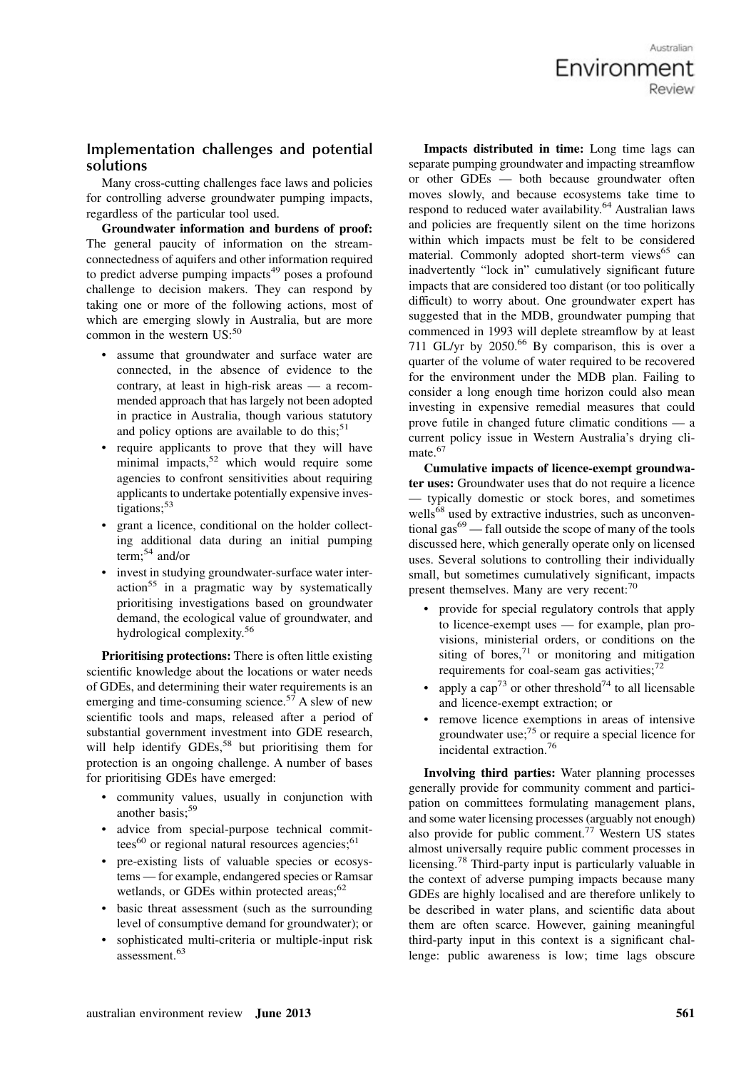## Implementation challenges and potential solutions

Many cross-cutting challenges face laws and policies for controlling adverse groundwater pumping impacts, regardless of the particular tool used.

**Groundwater information and burdens of proof:** The general paucity of information on the stream-connectedness of aquifers and other information required to predict adverse pumping impacts[49] poses a profound challenge to decision makers. They can respond by taking one or more of the following actions, most of which are emerging slowly in Australia, but are more common in the western US:[50]

- assume that groundwater and surface water are connected, in the absence of evidence to the contrary, at least in high-risk areas — a recommended approach that has largely not been adopted in practice in Australia, though various statutory and policy options are available to do this;[51]
- require applicants to prove that they will have minimal impacts,[52] which would require some agencies to confront sensitivities about requiring applicants to undertake potentially expensive investigations;[53]
- grant a licence, conditional on the holder collecting additional data during an initial pumping term;[54] and/or
- invest in studying groundwater-surface water interaction[55] in a pragmatic way by systematically prioritising investigations based on groundwater demand, the ecological value of groundwater, and hydrological complexity.[56]

**Prioritising protections:** There is often little existing scientific knowledge about the locations or water needs of GDEs, and determining their water requirements is an emerging and time-consuming science.[57] A slew of new scientific tools and maps, released after a period of substantial government investment into GDE research, will help identify GDEs,[58] but prioritising them for protection is an ongoing challenge. A number of bases for prioritising GDEs have emerged:

- community values, usually in conjunction with another basis;[59]
- advice from special-purpose technical committees[60] or regional natural resources agencies;[61]
- pre-existing lists of valuable species or ecosystems — for example, endangered species or Ramsar wetlands, or GDEs within protected areas;[62]
- basic threat assessment (such as the surrounding level of consumptive demand for groundwater); or
- sophisticated multi-criteria or multiple-input risk assessment.[63]

**Impacts distributed in time:** Long time lags can separate pumping groundwater and impacting streamflow or other GDEs — both because groundwater often moves slowly, and because ecosystems take time to respond to reduced water availability.[64] Australian laws and policies are frequently silent on the time horizons within which impacts must be felt to be considered material. Commonly adopted short-term views[65] can inadvertently "lock in" cumulatively significant future impacts that are considered too distant (or too politically difficult) to worry about. One groundwater expert has suggested that in the MDB, groundwater pumping that commenced in 1993 will deplete streamflow by at least 711 GL/yr by 2050.[66] By comparison, this is over a quarter of the volume of water required to be recovered for the environment under the MDB plan. Failing to consider a long enough time horizon could also mean investing in expensive remedial measures that could prove futile in changed future climatic conditions — a current policy issue in Western Australia's drying climate.[67]

**Cumulative impacts of licence-exempt groundwater uses:** Groundwater uses that do not require a licence — typically domestic or stock bores, and sometimes wells[68] used by extractive industries, such as unconventional gas[69] — fall outside the scope of many of the tools discussed here, which generally operate only on licensed uses. Several solutions to controlling their individually small, but sometimes cumulatively significant, impacts present themselves. Many are very recent:[70]

- provide for special regulatory controls that apply to licence-exempt uses — for example, plan provisions, ministerial orders, or conditions on the siting of bores,[71] or monitoring and mitigation requirements for coal-seam gas activities;[72]
- apply a cap[73] or other threshold[74] to all licensable and licence-exempt extraction; or
- remove licence exemptions in areas of intensive groundwater use;[75] or require a special licence for incidental extraction.[76]

**Involving third parties:** Water planning processes generally provide for community comment and participation on committees formulating management plans, and some water licensing processes (arguably not enough) also provide for public comment.[77] Western US states almost universally require public comment processes in licensing.[78] Third-party input is particularly valuable in the context of adverse pumping impacts because many GDEs are highly localised and are therefore unlikely to be described in water plans, and scientific data about them are often scarce. However, gaining meaningful third-party input in this context is a significant challenge: public awareness is low; time lags obscure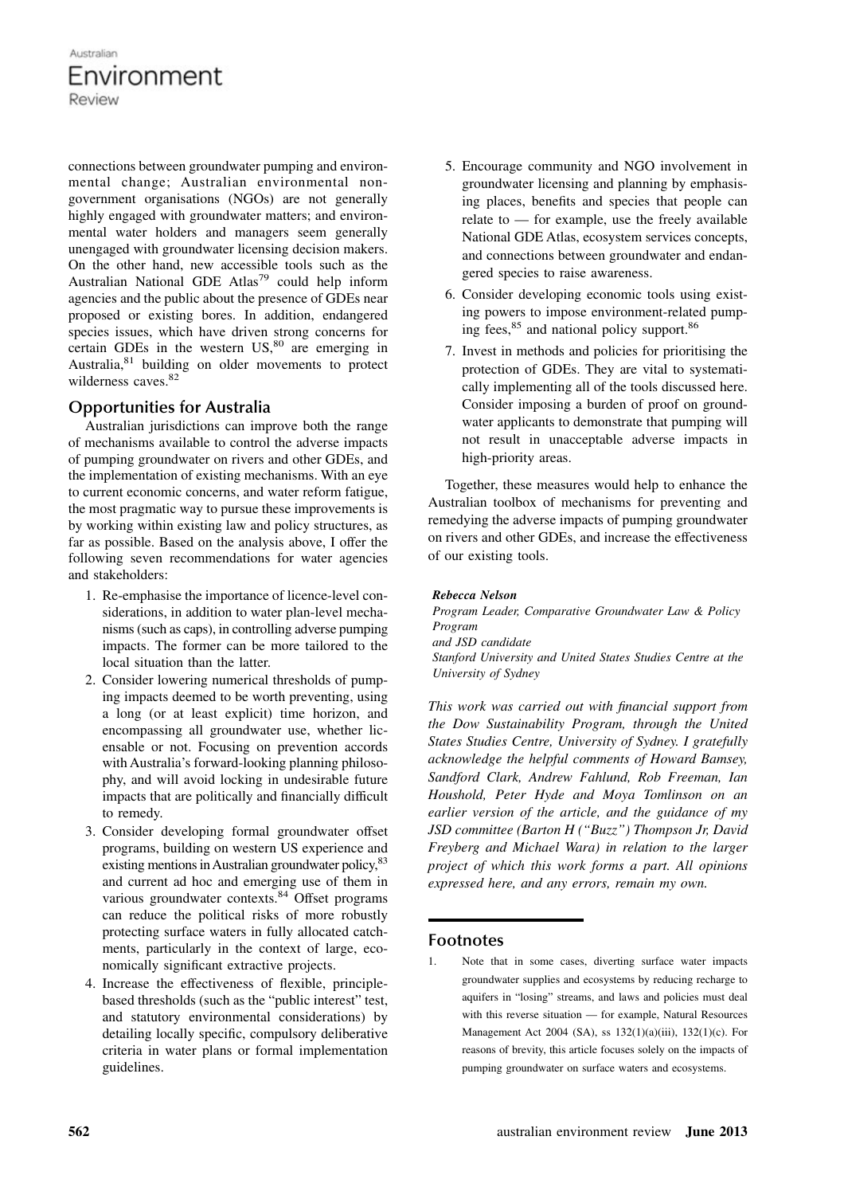connections between groundwater pumping and environmental change; Australian environmental non-government organisations (NGOs) are not generally highly engaged with groundwater matters; and environmental water holders and managers seem generally unengaged with groundwater licensing decision makers. On the other hand, new accessible tools such as the Australian National GDE Atlas[79] could help inform agencies and the public about the presence of GDEs near proposed or existing bores. In addition, endangered species issues, which have driven strong concerns for certain GDEs in the western US,[80] are emerging in Australia,[81] building on older movements to protect wilderness caves.[82]

## Opportunities for Australia

Australian jurisdictions can improve both the range of mechanisms available to control the adverse impacts of pumping groundwater on rivers and other GDEs, and the implementation of existing mechanisms. With an eye to current economic concerns, and water reform fatigue, the most pragmatic way to pursue these improvements is by working within existing law and policy structures, as far as possible. Based on the analysis above, I offer the following seven recommendations for water agencies and stakeholders:

1. Re-emphasise the importance of licence-level considerations, in addition to water plan-level mechanisms (such as caps), in controlling adverse pumping impacts. The former can be more tailored to the local situation than the latter.
2. Consider lowering numerical thresholds of pumping impacts deemed to be worth preventing, using a long (or at least explicit) time horizon, and encompassing all groundwater use, whether licensable or not. Focusing on prevention accords with Australia's forward-looking planning philosophy, and will avoid locking in undesirable future impacts that are politically and financially difficult to remedy.
3. Consider developing formal groundwater offset programs, building on western US experience and existing mentions in Australian groundwater policy,[83] and current ad hoc and emerging use of them in various groundwater contexts.[84] Offset programs can reduce the political risks of more robustly protecting surface waters in fully allocated catchments, particularly in the context of large, economically significant extractive projects.
4. Increase the effectiveness of flexible, principle-based thresholds (such as the "public interest" test, and statutory environmental considerations) by detailing locally specific, compulsory deliberative criteria in water plans or formal implementation guidelines.
5. Encourage community and NGO involvement in groundwater licensing and planning by emphasising places, benefits and species that people can relate to — for example, use the freely available National GDE Atlas, ecosystem services concepts, and connections between groundwater and endangered species to raise awareness.
6. Consider developing economic tools using existing powers to impose environment-related pumping fees,[85] and national policy support.[86]
7. Invest in methods and policies for prioritising the protection of GDEs. They are vital to systematically implementing all of the tools discussed here. Consider imposing a burden of proof on groundwater applicants to demonstrate that pumping will not result in unacceptable adverse impacts in high-priority areas.

Together, these measures would help to enhance the Australian toolbox of mechanisms for preventing and remedying the adverse impacts of pumping groundwater on rivers and other GDEs, and increase the effectiveness of our existing tools.

***Rebecca Nelson***
*Program Leader, Comparative Groundwater Law & Policy Program*
*and JSD candidate*
*Stanford University and United States Studies Centre at the University of Sydney*

*This work was carried out with financial support from the Dow Sustainability Program, through the United States Studies Centre, University of Sydney. I gratefully acknowledge the helpful comments of Howard Bamsey, Sandford Clark, Andrew Fahlund, Rob Freeman, Ian Houshold, Peter Hyde and Moya Tomlinson on an earlier version of the article, and the guidance of my JSD committee (Barton H ("Buzz") Thompson Jr, David Freyberg and Michael Wara) in relation to the larger project of which this work forms a part. All opinions expressed here, and any errors, remain my own.*

## Footnotes

1. Note that in some cases, diverting surface water impacts groundwater supplies and ecosystems by reducing recharge to aquifers in "losing" streams, and laws and policies must deal with this reverse situation — for example, Natural Resources Management Act 2004 (SA), ss 132(1)(a)(iii), 132(1)(c). For reasons of brevity, this article focuses solely on the impacts of pumping groundwater on surface waters and ecosystems.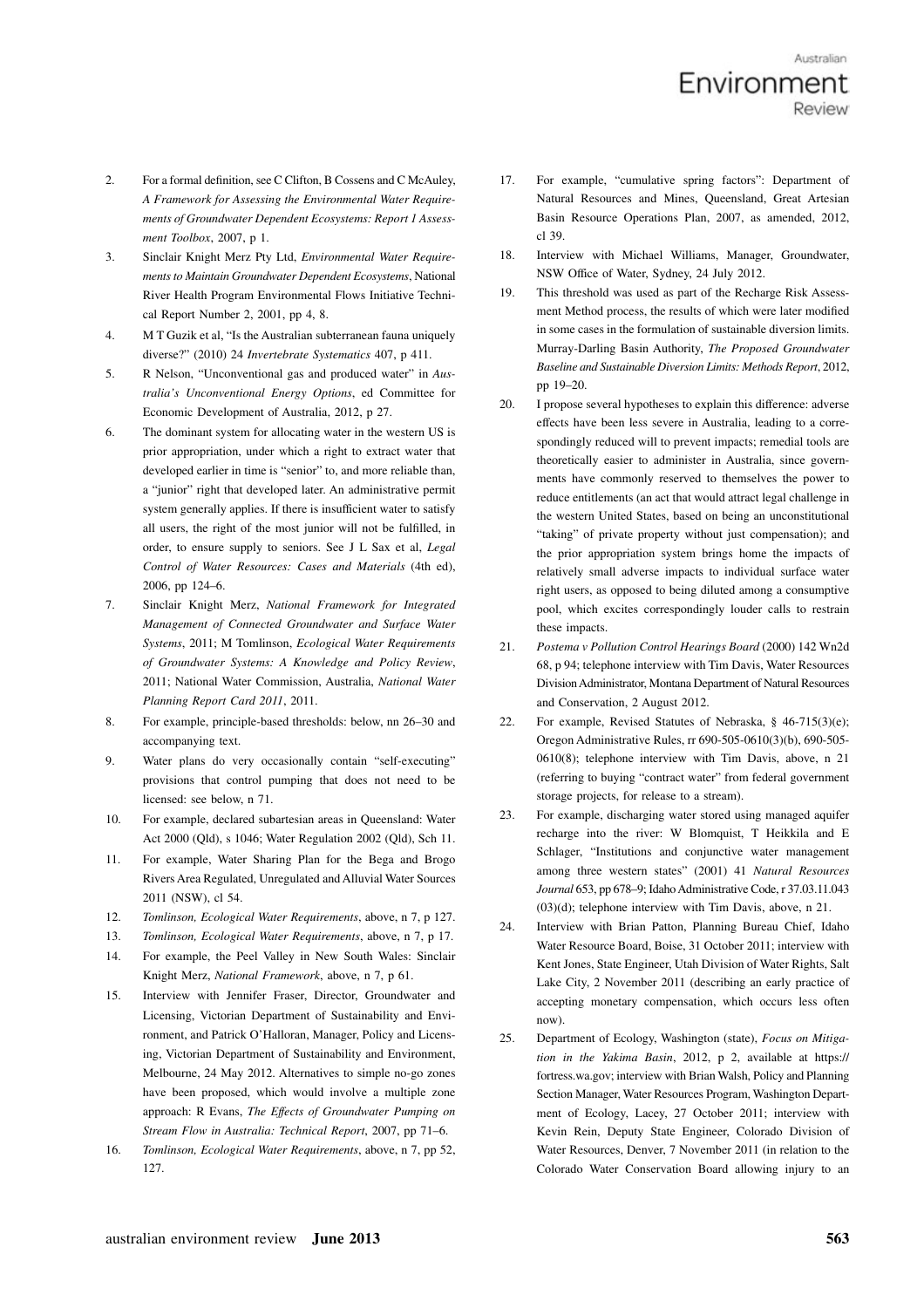2. For a formal definition, see C Clifton, B Cossens and C McAuley, *A Framework for Assessing the Environmental Water Requirements of Groundwater Dependent Ecosystems: Report 1 Assessment Toolbox*, 2007, p 1.
3. Sinclair Knight Merz Pty Ltd, *Environmental Water Requirements to Maintain Groundwater Dependent Ecosystems*, National River Health Program Environmental Flows Initiative Technical Report Number 2, 2001, pp 4, 8.
4. M T Guzik et al, "Is the Australian subterranean fauna uniquely diverse?" (2010) 24 *Invertebrate Systematics* 407, p 411.
5. R Nelson, "Unconventional gas and produced water" in *Australia's Unconventional Energy Options*, ed Committee for Economic Development of Australia, 2012, p 27.
6. The dominant system for allocating water in the western US is prior appropriation, under which a right to extract water that developed earlier in time is "senior" to, and more reliable than, a "junior" right that developed later. An administrative permit system generally applies. If there is insufficient water to satisfy all users, the right of the most junior will not be fulfilled, in order, to ensure supply to seniors. See J L Sax et al, *Legal Control of Water Resources: Cases and Materials* (4th ed), 2006, pp 124–6.
7. Sinclair Knight Merz, *National Framework for Integrated Management of Connected Groundwater and Surface Water Systems*, 2011; M Tomlinson, *Ecological Water Requirements of Groundwater Systems: A Knowledge and Policy Review*, 2011; National Water Commission, Australia, *National Water Planning Report Card 2011*, 2011.
8. For example, principle-based thresholds: below, nn 26–30 and accompanying text.
9. Water plans do very occasionally contain "self-executing" provisions that control pumping that does not need to be licensed: see below, n 71.
10. For example, declared subartesian areas in Queensland: Water Act 2000 (Qld), s 1046; Water Regulation 2002 (Qld), Sch 11.
11. For example, Water Sharing Plan for the Bega and Brogo Rivers Area Regulated, Unregulated and Alluvial Water Sources 2011 (NSW), cl 54.
12. *Tomlinson, Ecological Water Requirements*, above, n 7, p 127.
13. *Tomlinson, Ecological Water Requirements*, above, n 7, p 17.
14. For example, the Peel Valley in New South Wales: Sinclair Knight Merz, *National Framework*, above, n 7, p 61.
15. Interview with Jennifer Fraser, Director, Groundwater and Licensing, Victorian Department of Sustainability and Environment, and Patrick O'Halloran, Manager, Policy and Licensing, Victorian Department of Sustainability and Environment, Melbourne, 24 May 2012. Alternatives to simple no-go zones have been proposed, which would involve a multiple zone approach: R Evans, *The Effects of Groundwater Pumping on Stream Flow in Australia: Technical Report*, 2007, pp 71–6.
16. *Tomlinson, Ecological Water Requirements*, above, n 7, pp 52, 127.
17. For example, "cumulative spring factors": Department of Natural Resources and Mines, Queensland, Great Artesian Basin Resource Operations Plan, 2007, as amended, 2012, cl 39.
18. Interview with Michael Williams, Manager, Groundwater, NSW Office of Water, Sydney, 24 July 2012.
19. This threshold was used as part of the Recharge Risk Assessment Method process, the results of which were later modified in some cases in the formulation of sustainable diversion limits. Murray-Darling Basin Authority, *The Proposed Groundwater Baseline and Sustainable Diversion Limits: Methods Report*, 2012, pp 19–20.
20. I propose several hypotheses to explain this difference: adverse effects have been less severe in Australia, leading to a correspondingly reduced will to prevent impacts; remedial tools are theoretically easier to administer in Australia, since governments have commonly reserved to themselves the power to reduce entitlements (an act that would attract legal challenge in the western United States, based on being an unconstitutional "taking" of private property without just compensation); and the prior appropriation system brings home the impacts of relatively small adverse impacts to individual surface water right users, as opposed to being diluted among a consumptive pool, which excites correspondingly louder calls to restrain these impacts.
21. *Postema v Pollution Control Hearings Board* (2000) 142 Wn2d 68, p 94; telephone interview with Tim Davis, Water Resources Division Administrator, Montana Department of Natural Resources and Conservation, 2 August 2012.
22. For example, Revised Statutes of Nebraska, § 46-715(3)(e); Oregon Administrative Rules, rr 690-505-0610(3)(b), 690-505-0610(8); telephone interview with Tim Davis, above, n 21 (referring to buying "contract water" from federal government storage projects, for release to a stream).
23. For example, discharging water stored using managed aquifer recharge into the river: W Blomquist, T Heikkila and E Schlager, "Institutions and conjunctive water management among three western states" (2001) 41 *Natural Resources Journal* 653, pp 678–9; Idaho Administrative Code, r 37.03.11.043 (03)(d); telephone interview with Tim Davis, above, n 21.
24. Interview with Brian Patton, Planning Bureau Chief, Idaho Water Resource Board, Boise, 31 October 2011; interview with Kent Jones, State Engineer, Utah Division of Water Rights, Salt Lake City, 2 November 2011 (describing an early practice of accepting monetary compensation, which occurs less often now).
25. Department of Ecology, Washington (state), *Focus on Mitigation in the Yakima Basin*, 2012, p 2, available at https://fortress.wa.gov; interview with Brian Walsh, Policy and Planning Section Manager, Water Resources Program, Washington Department of Ecology, Lacey, 27 October 2011; interview with Kevin Rein, Deputy State Engineer, Colorado Division of Water Resources, Denver, 7 November 2011 (in relation to the Colorado Water Conservation Board allowing injury to an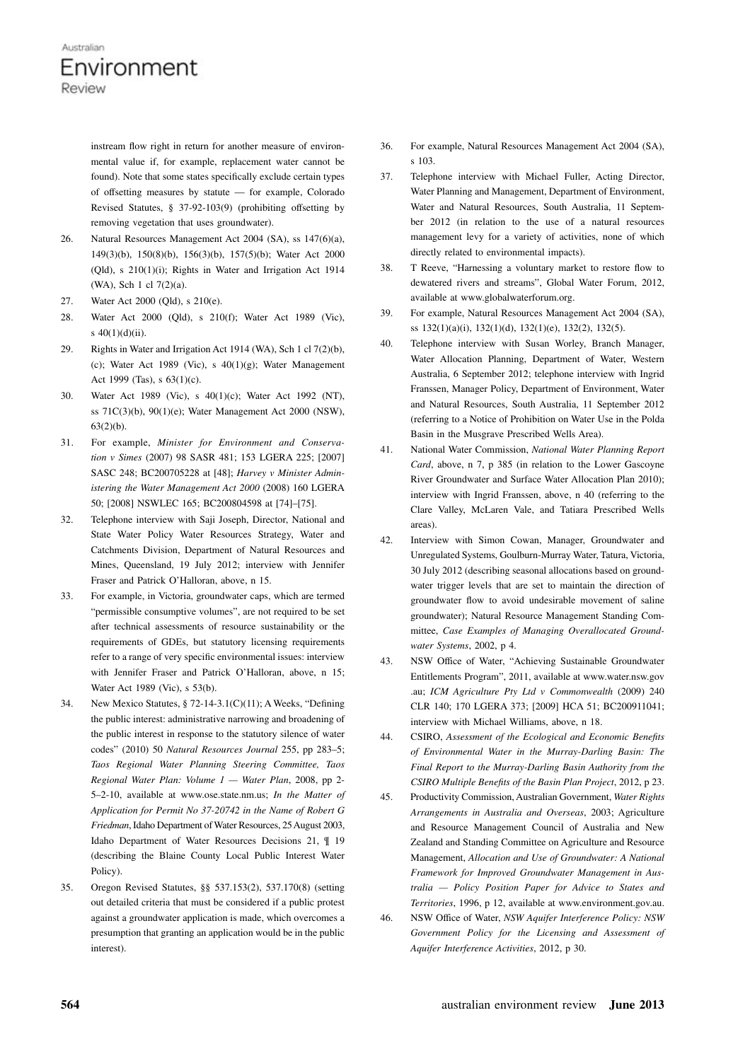instream flow right in return for another measure of environmental value if, for example, replacement water cannot be found). Note that some states specifically exclude certain types of offsetting measures by statute — for example, Colorado Revised Statutes, § 37-92-103(9) (prohibiting offsetting by removing vegetation that uses groundwater).

26. Natural Resources Management Act 2004 (SA), ss 147(6)(a), 149(3)(b), 150(8)(b), 156(3)(b), 157(5)(b); Water Act 2000 (Qld), s 210(1)(i); Rights in Water and Irrigation Act 1914 (WA), Sch 1 cl 7(2)(a).
27. Water Act 2000 (Qld), s 210(e).
28. Water Act 2000 (Qld), s 210(f); Water Act 1989 (Vic), s 40(1)(d)(ii).
29. Rights in Water and Irrigation Act 1914 (WA), Sch 1 cl 7(2)(b), (c); Water Act 1989 (Vic), s 40(1)(g); Water Management Act 1999 (Tas), s 63(1)(c).
30. Water Act 1989 (Vic), s 40(1)(c); Water Act 1992 (NT), ss 71C(3)(b), 90(1)(e); Water Management Act 2000 (NSW), 63(2)(b).
31. For example, *Minister for Environment and Conservation v Simes* (2007) 98 SASR 481; 153 LGERA 225; [2007] SASC 248; BC200705228 at [48]; *Harvey v Minister Administering the Water Management Act 2000* (2008) 160 LGERA 50; [2008] NSWLEC 165; BC200804598 at [74]–[75].
32. Telephone interview with Saji Joseph, Director, National and State Water Policy Water Resources Strategy, Water and Catchments Division, Department of Natural Resources and Mines, Queensland, 19 July 2012; interview with Jennifer Fraser and Patrick O'Halloran, above, n 15.
33. For example, in Victoria, groundwater caps, which are termed "permissible consumptive volumes", are not required to be set after technical assessments of resource sustainability or the requirements of GDEs, but statutory licensing requirements refer to a range of very specific environmental issues: interview with Jennifer Fraser and Patrick O'Halloran, above, n 15; Water Act 1989 (Vic), s 53(b).
34. New Mexico Statutes, § 72-14-3.1(C)(11); A Weeks, "Defining the public interest: administrative narrowing and broadening of the public interest in response to the statutory silence of water codes" (2010) 50 *Natural Resources Journal* 255, pp 283–5; *Taos Regional Water Planning Steering Committee, Taos Regional Water Plan: Volume 1 — Water Plan*, 2008, pp 2-5–2-10, available at www.ose.state.nm.us; *In the Matter of Application for Permit No 37-20742 in the Name of Robert G Friedman*, Idaho Department of Water Resources, 25 August 2003, Idaho Department of Water Resources Decisions 21, ¶ 19 (describing the Blaine County Local Public Interest Water Policy).
35. Oregon Revised Statutes, §§ 537.153(2), 537.170(8) (setting out detailed criteria that must be considered if a public protest against a groundwater application is made, which overcomes a presumption that granting an application would be in the public interest).
36. For example, Natural Resources Management Act 2004 (SA), s 103.
37. Telephone interview with Michael Fuller, Acting Director, Water Planning and Management, Department of Environment, Water and Natural Resources, South Australia, 11 September 2012 (in relation to the use of a natural resources management levy for a variety of activities, none of which directly related to environmental impacts).
38. T Reeve, "Harnessing a voluntary market to restore flow to dewatered rivers and streams", Global Water Forum, 2012, available at www.globalwaterforum.org.
39. For example, Natural Resources Management Act 2004 (SA), ss 132(1)(a)(i), 132(1)(d), 132(1)(e), 132(2), 132(5).
40. Telephone interview with Susan Worley, Branch Manager, Water Allocation Planning, Department of Water, Western Australia, 6 September 2012; telephone interview with Ingrid Franssen, Manager Policy, Department of Environment, Water and Natural Resources, South Australia, 11 September 2012 (referring to a Notice of Prohibition on Water Use in the Polda Basin in the Musgrave Prescribed Wells Area).
41. National Water Commission, *National Water Planning Report Card*, above, n 7, p 385 (in relation to the Lower Gascoyne River Groundwater and Surface Water Allocation Plan 2010); interview with Ingrid Franssen, above, n 40 (referring to the Clare Valley, McLaren Vale, and Tatiara Prescribed Wells areas).
42. Interview with Simon Cowan, Manager, Groundwater and Unregulated Systems, Goulburn-Murray Water, Tatura, Victoria, 30 July 2012 (describing seasonal allocations based on groundwater trigger levels that are set to maintain the direction of groundwater flow to avoid undesirable movement of saline groundwater); Natural Resource Management Standing Committee, *Case Examples of Managing Overallocated Groundwater Systems*, 2002, p 4.
43. NSW Office of Water, "Achieving Sustainable Groundwater Entitlements Program", 2011, available at www.water.nsw.gov.au; *ICM Agriculture Pty Ltd v Commonwealth* (2009) 240 CLR 140; 170 LGERA 373; [2009] HCA 51; BC200911041; interview with Michael Williams, above, n 18.
44. CSIRO, *Assessment of the Ecological and Economic Benefits of Environmental Water in the Murray-Darling Basin: The Final Report to the Murray-Darling Basin Authority from the CSIRO Multiple Benefits of the Basin Plan Project*, 2012, p 23.
45. Productivity Commission, Australian Government, *Water Rights Arrangements in Australia and Overseas*, 2003; Agriculture and Resource Management Council of Australia and New Zealand and Standing Committee on Agriculture and Resource Management, *Allocation and Use of Groundwater: A National Framework for Improved Groundwater Management in Australia — Policy Position Paper for Advice to States and Territories*, 1996, p 12, available at www.environment.gov.au.
46. NSW Office of Water, *NSW Aquifer Interference Policy: NSW Government Policy for the Licensing and Assessment of Aquifer Interference Activities*, 2012, p 30.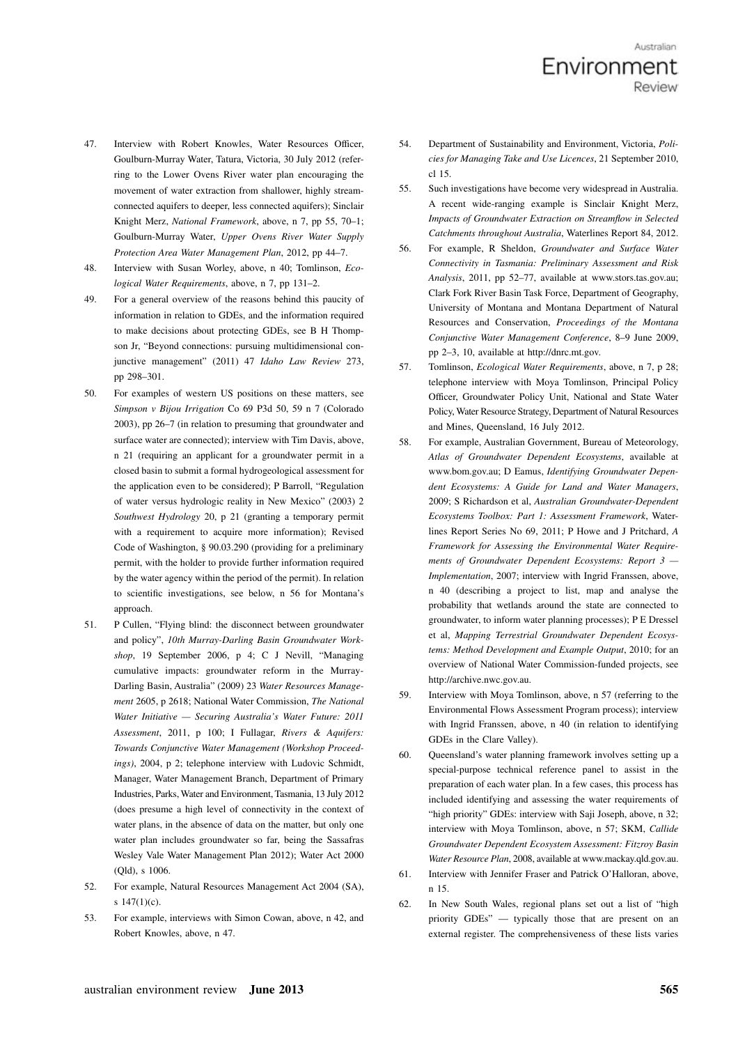47. Interview with Robert Knowles, Water Resources Officer, Goulburn-Murray Water, Tatura, Victoria, 30 July 2012 (referring to the Lower Ovens River water plan encouraging the movement of water extraction from shallower, highly stream-connected aquifers to deeper, less connected aquifers); Sinclair Knight Merz, *National Framework*, above, n 7, pp 55, 70–1; Goulburn-Murray Water, *Upper Ovens River Water Supply Protection Area Water Management Plan*, 2012, pp 44–7.
48. Interview with Susan Worley, above, n 40; Tomlinson, *Ecological Water Requirements*, above, n 7, pp 131–2.
49. For a general overview of the reasons behind this paucity of information in relation to GDEs, and the information required to make decisions about protecting GDEs, see B H Thompson Jr, "Beyond connections: pursuing multidimensional conjunctive management" (2011) 47 *Idaho Law Review* 273, pp 298–301.
50. For examples of western US positions on these matters, see *Simpson v Bijou Irrigation* Co 69 P3d 50, 59 n 7 (Colorado 2003), pp 26–7 (in relation to presuming that groundwater and surface water are connected); interview with Tim Davis, above, n 21 (requiring an applicant for a groundwater permit in a closed basin to submit a formal hydrogeological assessment for the application even to be considered); P Barroll, "Regulation of water versus hydrologic reality in New Mexico" (2003) 2 *Southwest Hydrology* 20, p 21 (granting a temporary permit with a requirement to acquire more information); Revised Code of Washington, § 90.03.290 (providing for a preliminary permit, with the holder to provide further information required by the water agency within the period of the permit). In relation to scientific investigations, see below, n 56 for Montana's approach.
51. P Cullen, "Flying blind: the disconnect between groundwater and policy", *10th Murray-Darling Basin Groundwater Workshop*, 19 September 2006, p 4; C J Nevill, "Managing cumulative impacts: groundwater reform in the Murray-Darling Basin, Australia" (2009) 23 *Water Resources Management* 2605, p 2618; National Water Commission, *The National Water Initiative — Securing Australia's Water Future: 2011 Assessment*, 2011, p 100; I Fullagar, *Rivers & Aquifers: Towards Conjunctive Water Management (Workshop Proceedings)*, 2004, p 2; telephone interview with Ludovic Schmidt, Manager, Water Management Branch, Department of Primary Industries, Parks, Water and Environment, Tasmania, 13 July 2012 (does presume a high level of connectivity in the context of water plans, in the absence of data on the matter, but only one water plan includes groundwater so far, being the Sassafras Wesley Vale Water Management Plan 2012); Water Act 2000 (Qld), s 1006.
52. For example, Natural Resources Management Act 2004 (SA), s 147(1)(c).
53. For example, interviews with Simon Cowan, above, n 42, and Robert Knowles, above, n 47.
54. Department of Sustainability and Environment, Victoria, *Policies for Managing Take and Use Licences*, 21 September 2010, cl 15.
55. Such investigations have become very widespread in Australia. A recent wide-ranging example is Sinclair Knight Merz, *Impacts of Groundwater Extraction on Streamflow in Selected Catchments throughout Australia*, Waterlines Report 84, 2012.
56. For example, R Sheldon, *Groundwater and Surface Water Connectivity in Tasmania: Preliminary Assessment and Risk Analysis*, 2011, pp 52–77, available at www.stors.tas.gov.au; Clark Fork River Basin Task Force, Department of Geography, University of Montana and Montana Department of Natural Resources and Conservation, *Proceedings of the Montana Conjunctive Water Management Conference*, 8–9 June 2009, pp 2–3, 10, available at http://dnrc.mt.gov.
57. Tomlinson, *Ecological Water Requirements*, above, n 7, p 28; telephone interview with Moya Tomlinson, Principal Policy Officer, Groundwater Policy Unit, National and State Water Policy, Water Resource Strategy, Department of Natural Resources and Mines, Queensland, 16 July 2012.
58. For example, Australian Government, Bureau of Meteorology, *Atlas of Groundwater Dependent Ecosystems*, available at www.bom.gov.au; D Eamus, *Identifying Groundwater Dependent Ecosystems: A Guide for Land and Water Managers*, 2009; S Richardson et al, *Australian Groundwater-Dependent Ecosystems Toolbox: Part 1: Assessment Framework*, Waterlines Report Series No 69, 2011; P Howe and J Pritchard, *A Framework for Assessing the Environmental Water Requirements of Groundwater Dependent Ecosystems: Report 3 — Implementation*, 2007; interview with Ingrid Franssen, above, n 40 (describing a project to list, map and analyse the probability that wetlands around the state are connected to groundwater, to inform water planning processes); P E Dressel et al, *Mapping Terrestrial Groundwater Dependent Ecosystems: Method Development and Example Output*, 2010; for an overview of National Water Commission-funded projects, see http://archive.nwc.gov.au.
59. Interview with Moya Tomlinson, above, n 57 (referring to the Environmental Flows Assessment Program process); interview with Ingrid Franssen, above, n 40 (in relation to identifying GDEs in the Clare Valley).
60. Queensland's water planning framework involves setting up a special-purpose technical reference panel to assist in the preparation of each water plan. In a few cases, this process has included identifying and assessing the water requirements of "high priority" GDEs: interview with Saji Joseph, above, n 32; interview with Moya Tomlinson, above, n 57; SKM, *Callide Groundwater Dependent Ecosystem Assessment: Fitzroy Basin Water Resource Plan*, 2008, available at www.mackay.qld.gov.au.
61. Interview with Jennifer Fraser and Patrick O'Halloran, above, n 15.
62. In New South Wales, regional plans set out a list of "high priority GDEs" — typically those that are present on an external register. The comprehensiveness of these lists varies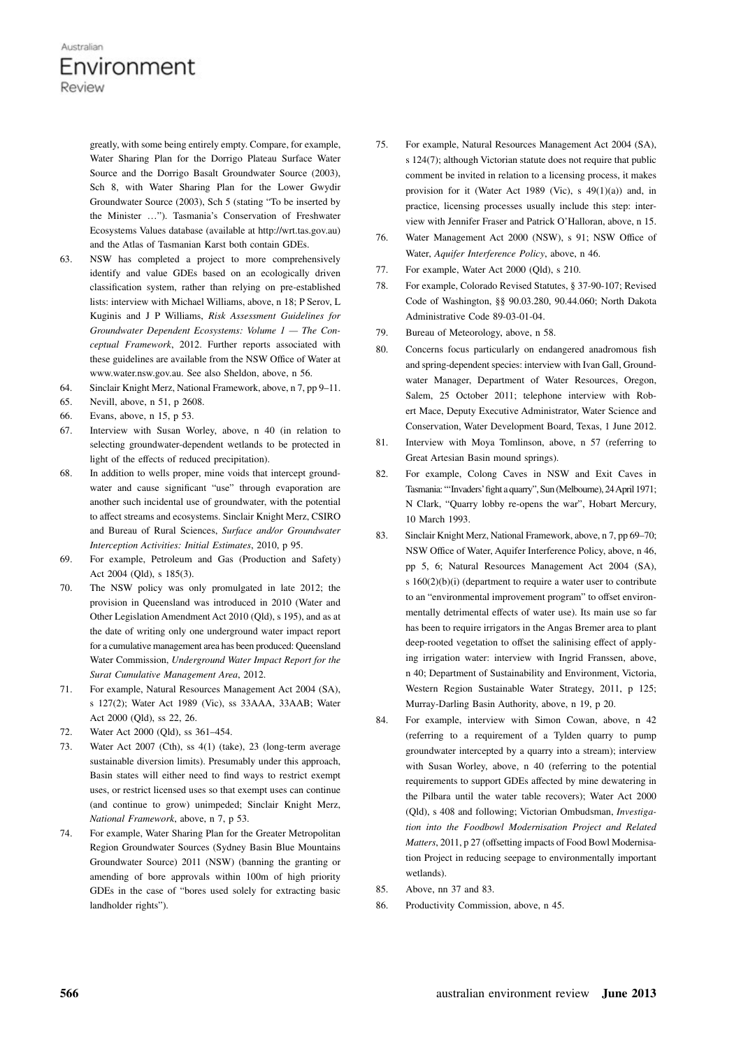greatly, with some being entirely empty. Compare, for example, Water Sharing Plan for the Dorrigo Plateau Surface Water Source and the Dorrigo Basalt Groundwater Source (2003), Sch 8, with Water Sharing Plan for the Lower Gwydir Groundwater Source (2003), Sch 5 (stating "To be inserted by the Minister …"). Tasmania's Conservation of Freshwater Ecosystems Values database (available at http://wrt.tas.gov.au) and the Atlas of Tasmanian Karst both contain GDEs.

63. NSW has completed a project to more comprehensively identify and value GDEs based on an ecologically driven classification system, rather than relying on pre-established lists: interview with Michael Williams, above, n 18; P Serov, L Kuginis and J P Williams, *Risk Assessment Guidelines for Groundwater Dependent Ecosystems: Volume 1 — The Conceptual Framework*, 2012. Further reports associated with these guidelines are available from the NSW Office of Water at www.water.nsw.gov.au. See also Sheldon, above, n 56.
64. Sinclair Knight Merz, National Framework, above, n 7, pp 9–11.
65. Nevill, above, n 51, p 2608.
66. Evans, above, n 15, p 53.
67. Interview with Susan Worley, above, n 40 (in relation to selecting groundwater-dependent wetlands to be protected in light of the effects of reduced precipitation).
68. In addition to wells proper, mine voids that intercept groundwater and cause significant "use" through evaporation are another such incidental use of groundwater, with the potential to affect streams and ecosystems. Sinclair Knight Merz, CSIRO and Bureau of Rural Sciences, *Surface and/or Groundwater Interception Activities: Initial Estimates*, 2010, p 95.
69. For example, Petroleum and Gas (Production and Safety) Act 2004 (Qld), s 185(3).
70. The NSW policy was only promulgated in late 2012; the provision in Queensland was introduced in 2010 (Water and Other Legislation Amendment Act 2010 (Qld), s 195), and as at the date of writing only one underground water impact report for a cumulative management area has been produced: Queensland Water Commission, *Underground Water Impact Report for the Surat Cumulative Management Area*, 2012.
71. For example, Natural Resources Management Act 2004 (SA), s 127(2); Water Act 1989 (Vic), ss 33AAA, 33AAB; Water Act 2000 (Qld), ss 22, 26.
72. Water Act 2000 (Qld), ss 361–454.
73. Water Act 2007 (Cth), ss 4(1) (take), 23 (long-term average sustainable diversion limits). Presumably under this approach, Basin states will either need to find ways to restrict exempt uses, or restrict licensed uses so that exempt uses can continue (and continue to grow) unimpeded; Sinclair Knight Merz, *National Framework*, above, n 7, p 53.
74. For example, Water Sharing Plan for the Greater Metropolitan Region Groundwater Sources (Sydney Basin Blue Mountains Groundwater Source) 2011 (NSW) (banning the granting or amending of bore approvals within 100m of high priority GDEs in the case of "bores used solely for extracting basic landholder rights").
75. For example, Natural Resources Management Act 2004 (SA), s 124(7); although Victorian statute does not require that public comment be invited in relation to a licensing process, it makes provision for it (Water Act 1989 (Vic), s 49(1)(a)) and, in practice, licensing processes usually include this step: interview with Jennifer Fraser and Patrick O'Halloran, above, n 15.
76. Water Management Act 2000 (NSW), s 91; NSW Office of Water, *Aquifer Interference Policy*, above, n 46.
77. For example, Water Act 2000 (Qld), s 210.
78. For example, Colorado Revised Statutes, § 37-90-107; Revised Code of Washington, §§ 90.03.280, 90.44.060; North Dakota Administrative Code 89-03-01-04.
79. Bureau of Meteorology, above, n 58.
80. Concerns focus particularly on endangered anadromous fish and spring-dependent species: interview with Ivan Gall, Groundwater Manager, Department of Water Resources, Oregon, Salem, 25 October 2011; telephone interview with Robert Mace, Deputy Executive Administrator, Water Science and Conservation, Water Development Board, Texas, 1 June 2012.
81. Interview with Moya Tomlinson, above, n 57 (referring to Great Artesian Basin mound springs).
82. For example, Colong Caves in NSW and Exit Caves in Tasmania: "'Invaders' fight a quarry", Sun (Melbourne), 24 April 1971; N Clark, "Quarry lobby re-opens the war", Hobart Mercury, 10 March 1993.
83. Sinclair Knight Merz, National Framework, above, n 7, pp 69–70; NSW Office of Water, Aquifer Interference Policy, above, n 46, pp 5, 6; Natural Resources Management Act 2004 (SA), s 160(2)(b)(i) (department to require a water user to contribute to an "environmental improvement program" to offset environmentally detrimental effects of water use). Its main use so far has been to require irrigators in the Angas Bremer area to plant deep-rooted vegetation to offset the salinising effect of applying irrigation water: interview with Ingrid Franssen, above, n 40; Department of Sustainability and Environment, Victoria, Western Region Sustainable Water Strategy, 2011, p 125; Murray-Darling Basin Authority, above, n 19, p 20.
84. For example, interview with Simon Cowan, above, n 42 (referring to a requirement of a Tylden quarry to pump groundwater intercepted by a quarry into a stream); interview with Susan Worley, above, n 40 (referring to the potential requirements to support GDEs affected by mine dewatering in the Pilbara until the water table recovers); Water Act 2000 (Qld), s 408 and following; Victorian Ombudsman, *Investigation into the Foodbowl Modernisation Project and Related Matters*, 2011, p 27 (offsetting impacts of Food Bowl Modernisation Project in reducing seepage to environmentally important wetlands).
85. Above, nn 37 and 83.
86. Productivity Commission, above, n 45.